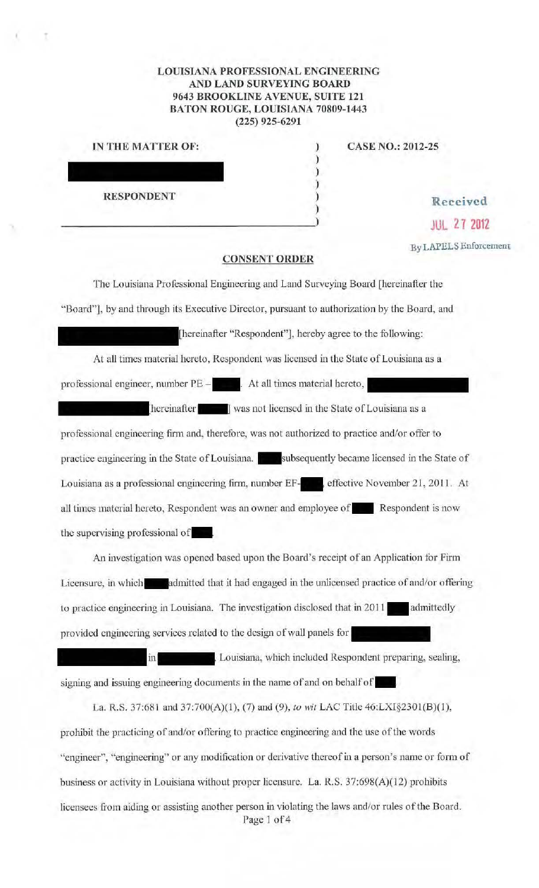**LOUISIANA PROFESSIONAL ENGINEERING AND LAND SURVEYING BOARD**
**9643 BROOKLINE AVENUE, SUITE 121**
**BATON ROUGE, LOUISIANA 70809-1443**
**(225) 925-6291**

**IN THE MATTER OF:** ) **CASE NO.: 2012-25**

[REDACTED]

**RESPONDENT**

Received
JUL 27 2012
By LAPELS Enforcement

**CONSENT ORDER**

The Louisiana Professional Engineering and Land Surveying Board [hereinafter the "Board"], by and through its Executive Director, pursuant to authorization by the Board, and [REDACTED] [hereinafter "Respondent"], hereby agree to the following:

At all times material hereto, Respondent was licensed in the State of Louisiana as a professional engineer, number PE – [REDACTED]. At all times material hereto, [REDACTED] [hereinafter [REDACTED]] was not licensed in the State of Louisiana as a professional engineering firm and, therefore, was not authorized to practice and/or offer to practice engineering in the State of Louisiana. [REDACTED] subsequently became licensed in the State of Louisiana as a professional engineering firm, number EF-[REDACTED], effective November 21, 2011. At all times material hereto, Respondent was an owner and employee of [REDACTED]. Respondent is now the supervising professional of [REDACTED].

An investigation was opened based upon the Board's receipt of an Application for Firm Licensure, in which [REDACTED] admitted that it had engaged in the unlicensed practice of and/or offering to practice engineering in Louisiana. The investigation disclosed that in 2011 [REDACTED] admittedly provided engineering services related to the design of wall panels for [REDACTED] in [REDACTED], Louisiana, which included Respondent preparing, sealing, signing and issuing engineering documents in the name of and on behalf of [REDACTED].

La. R.S. 37:681 and 37:700(A)(1), (7) and (9), *to wit* LAC Title 46:LXI§2301(B)(1), prohibit the practicing of and/or offering to practice engineering and the use of the words "engineer", "engineering" or any modification or derivative thereof in a person's name or form of business or activity in Louisiana without proper licensure. La. R.S. 37:698(A)(12) prohibits licensees from aiding or assisting another person in violating the laws and/or rules of the Board.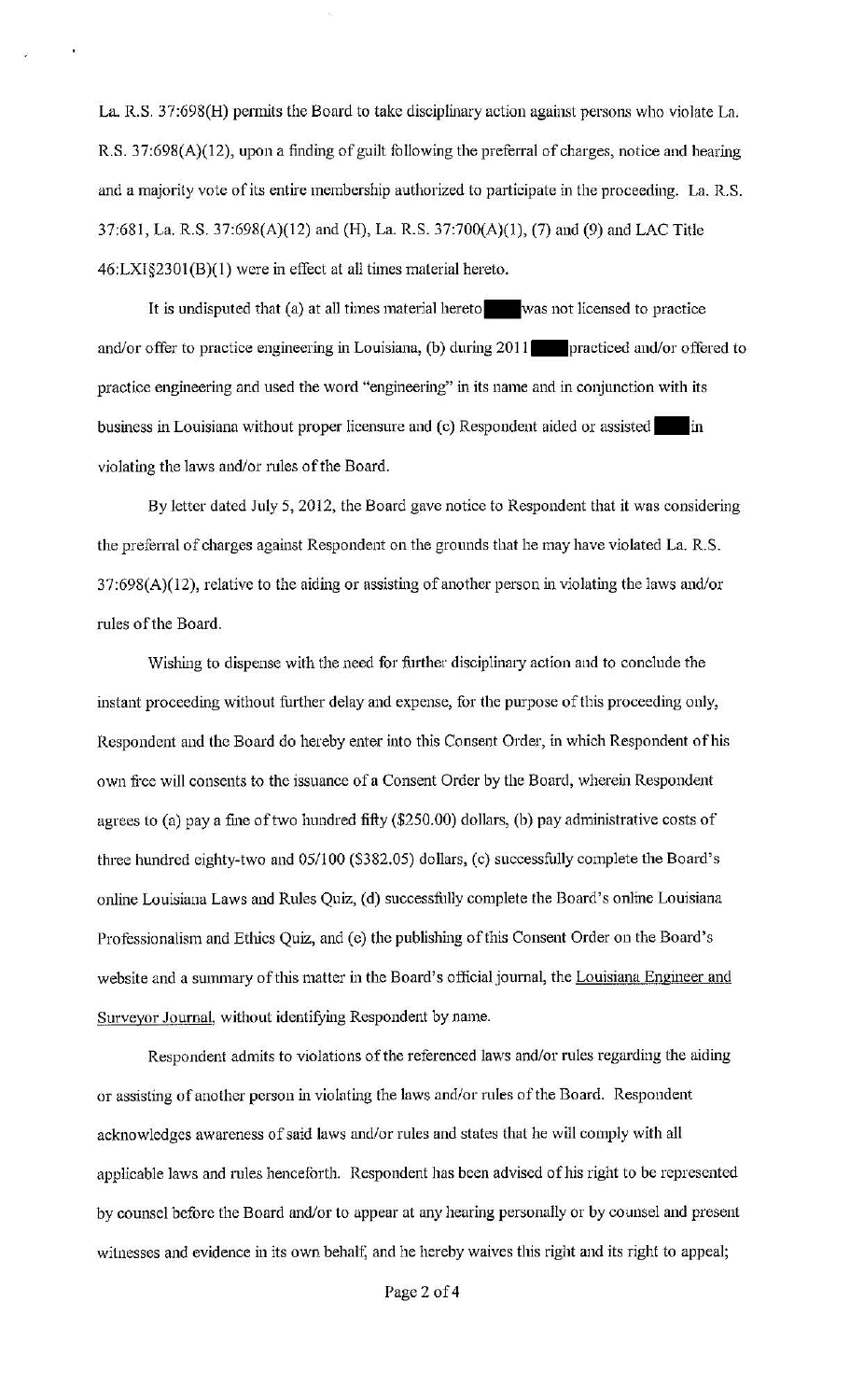La. R.S. 37:698(H) permits the Board to take disciplinary action against persons who violate La. R.S. 37:698(A)(12), upon a finding of guilt following the preferral of charges, notice and hearing and a majority vote of its entire membership authorized to participate in the proceeding. La. R.S. 37:681, La. R.S. 37:698(A)(12) and (H), La. R.S. 37:700(A)(1), (7) and (9) and LAC Title 46:LXI§2301(B)(1) were in effect at all times material hereto.

It is undisputed that (a) at all times material hereto ████ was not licensed to practice and/or offer to practice engineering in Louisiana, (b) during 2011 ████ practiced and/or offered to practice engineering and used the word "engineering" in its name and in conjunction with its business in Louisiana without proper licensure and (c) Respondent aided or assisted ████ in violating the laws and/or rules of the Board.

By letter dated July 5, 2012, the Board gave notice to Respondent that it was considering the preferral of charges against Respondent on the grounds that he may have violated La. R.S. 37:698(A)(12), relative to the aiding or assisting of another person in violating the laws and/or rules of the Board.

Wishing to dispense with the need for further disciplinary action and to conclude the instant proceeding without further delay and expense, for the purpose of this proceeding only, Respondent and the Board do hereby enter into this Consent Order, in which Respondent of his own free will consents to the issuance of a Consent Order by the Board, wherein Respondent agrees to (a) pay a fine of two hundred fifty ($250.00) dollars, (b) pay administrative costs of three hundred eighty-two and 05/100 ($382.05) dollars, (c) successfully complete the Board's online Louisiana Laws and Rules Quiz, (d) successfully complete the Board's online Louisiana Professionalism and Ethics Quiz, and (e) the publishing of this Consent Order on the Board's website and a summary of this matter in the Board's official journal, the Louisiana Engineer and Surveyor Journal, without identifying Respondent by name.

Respondent admits to violations of the referenced laws and/or rules regarding the aiding or assisting of another person in violating the laws and/or rules of the Board. Respondent acknowledges awareness of said laws and/or rules and states that he will comply with all applicable laws and rules henceforth. Respondent has been advised of his right to be represented by counsel before the Board and/or to appear at any hearing personally or by counsel and present witnesses and evidence in its own behalf, and he hereby waives this right and its right to appeal;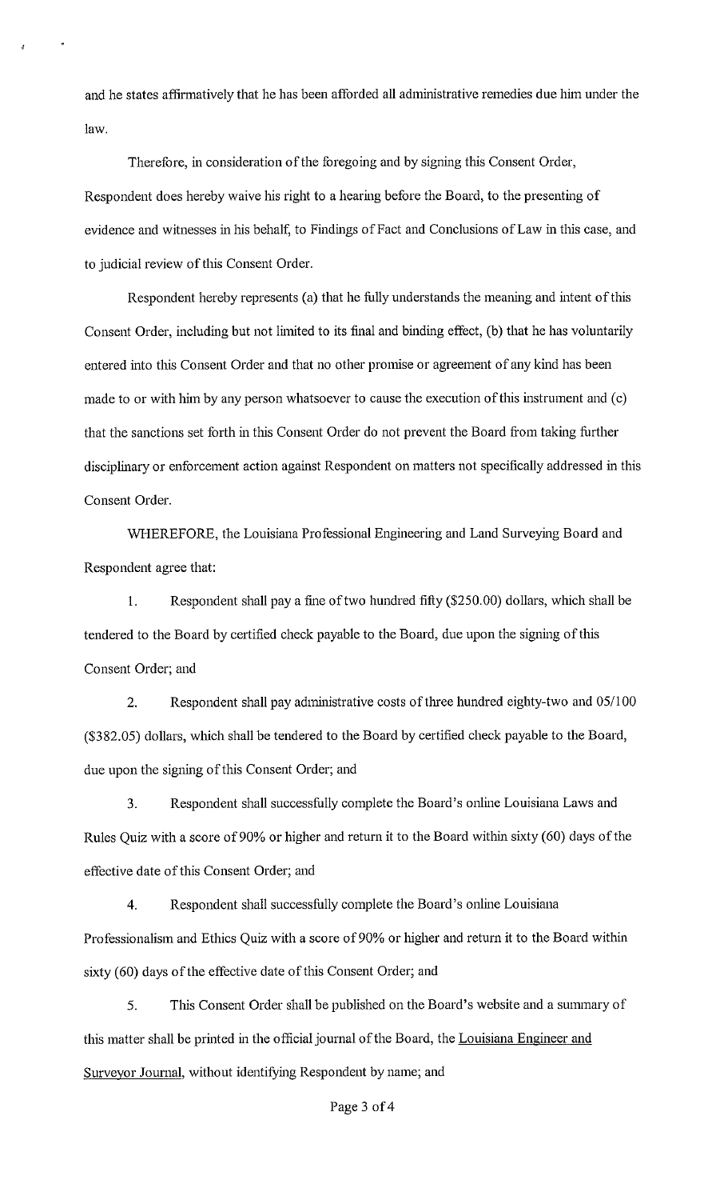and he states affirmatively that he has been afforded all administrative remedies due him under the law.

Therefore, in consideration of the foregoing and by signing this Consent Order, Respondent does hereby waive his right to a hearing before the Board, to the presenting of evidence and witnesses in his behalf, to Findings of Fact and Conclusions of Law in this case, and to judicial review of this Consent Order.

Respondent hereby represents (a) that he fully understands the meaning and intent of this Consent Order, including but not limited to its final and binding effect, (b) that he has voluntarily entered into this Consent Order and that no other promise or agreement of any kind has been made to or with him by any person whatsoever to cause the execution of this instrument and (c) that the sanctions set forth in this Consent Order do not prevent the Board from taking further disciplinary or enforcement action against Respondent on matters not specifically addressed in this Consent Order.

WHEREFORE, the Louisiana Professional Engineering and Land Surveying Board and Respondent agree that:

1. Respondent shall pay a fine of two hundred fifty ($250.00) dollars, which shall be tendered to the Board by certified check payable to the Board, due upon the signing of this Consent Order; and

2. Respondent shall pay administrative costs of three hundred eighty-two and 05/100 ($382.05) dollars, which shall be tendered to the Board by certified check payable to the Board, due upon the signing of this Consent Order; and

3. Respondent shall successfully complete the Board's online Louisiana Laws and Rules Quiz with a score of 90% or higher and return it to the Board within sixty (60) days of the effective date of this Consent Order; and

4. Respondent shall successfully complete the Board's online Louisiana Professionalism and Ethics Quiz with a score of 90% or higher and return it to the Board within sixty (60) days of the effective date of this Consent Order; and

5. This Consent Order shall be published on the Board's website and a summary of this matter shall be printed in the official journal of the Board, the Louisiana Engineer and Surveyor Journal, without identifying Respondent by name; and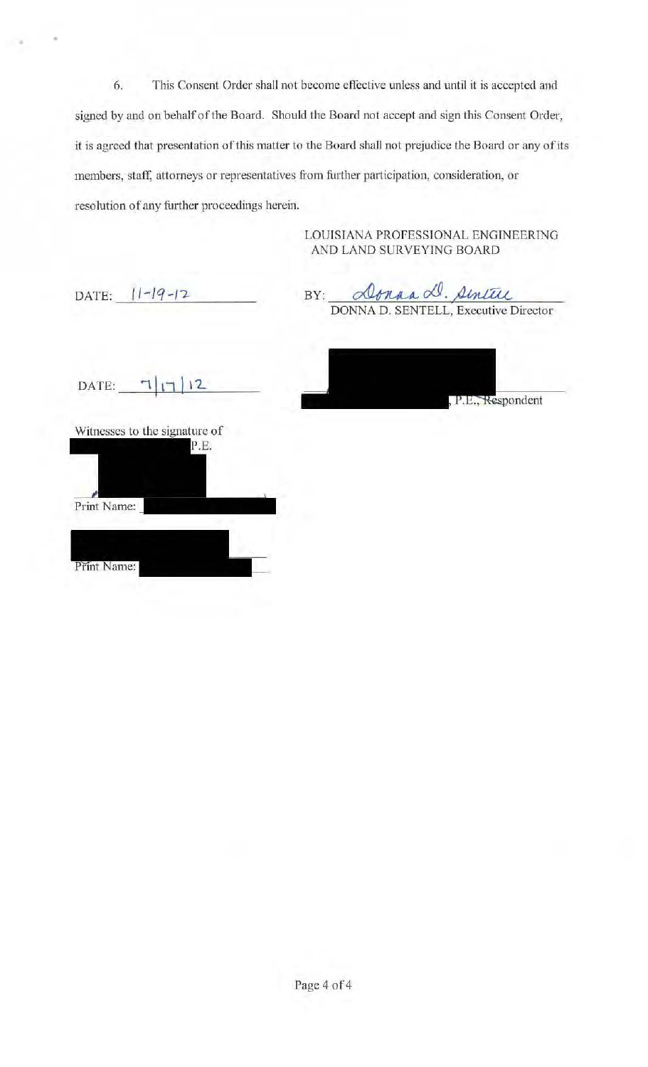6. This Consent Order shall not become effective unless and until it is accepted and signed by and on behalf of the Board. Should the Board not accept and sign this Consent Order, it is agreed that presentation of this matter to the Board shall not prejudice the Board or any of its members, staff, attorneys or representatives from further participation, consideration, or resolution of any further proceedings herein.

LOUISIANA PROFESSIONAL ENGINEERING AND LAND SURVEYING BOARD

DATE: 11-19-12

BY: Donna D. Sentell
DONNA D. SENTELL, Executive Director

DATE: 7/17/12

_______________, P.E., Respondent

Witnesses to the signature of
_______________ P.E.

_______________
Print Name: _______________

_______________
Print Name: _______________